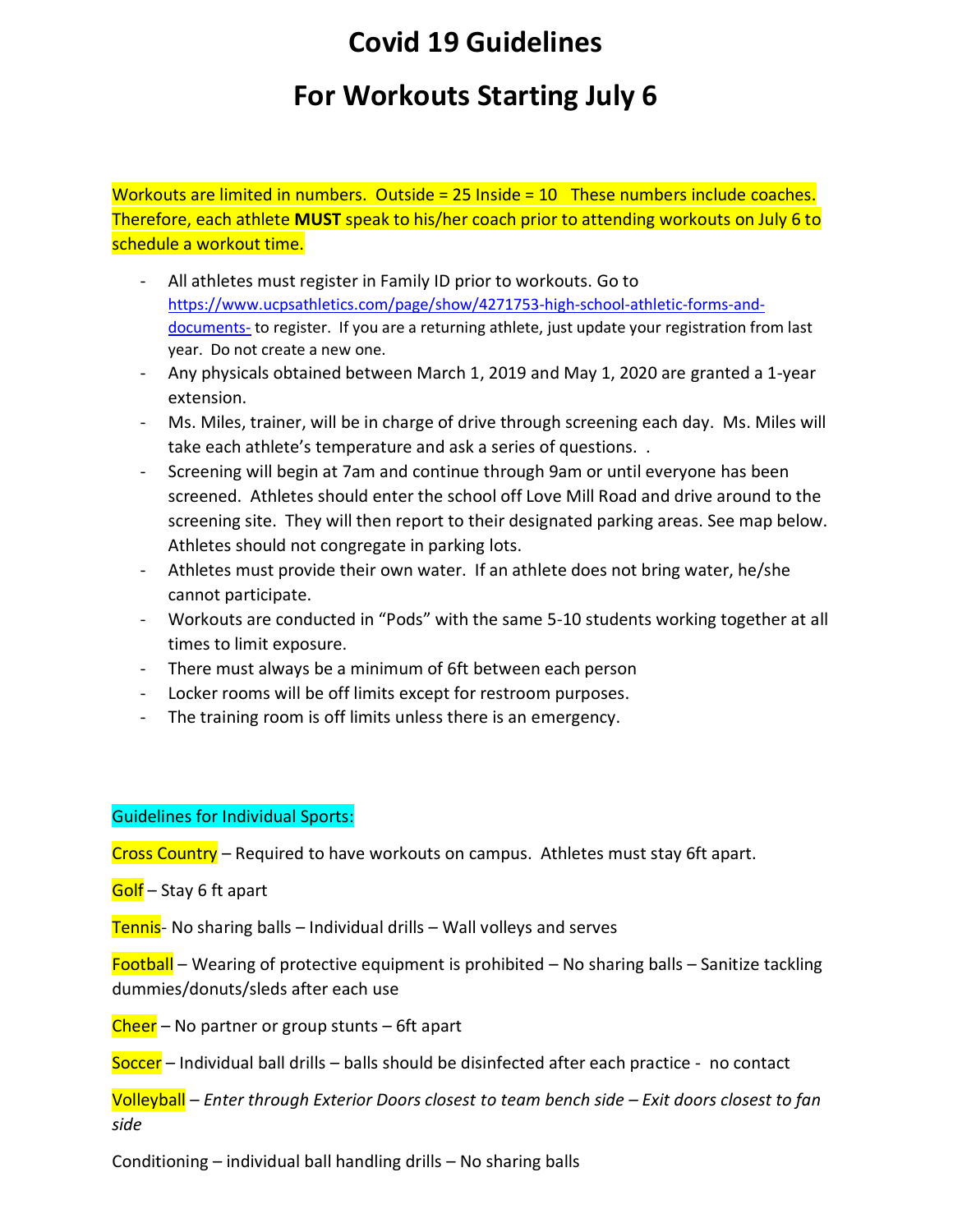# Covid 19 Guidelines

# For Workouts Starting July 6

Workouts are limited in numbers. Outside = 25 Inside = 10 These numbers include coaches. Therefore, each athlete **MUST** speak to his/her coach prior to attending workouts on July 6 to schedule a workout time.

- All athletes must register in Family ID prior to workouts. Go to https://www.ucpsathletics.com/page/show/4271753-high-school-athletic-forms-and-documents- to register. If you are a returning athlete, just update your registration from last year. Do not create a new one.
- Any physicals obtained between March 1, 2019 and May 1, 2020 are granted a 1-year extension.
- Ms. Miles, trainer, will be in charge of drive through screening each day. Ms. Miles will take each athlete's temperature and ask a series of questions. .
- Screening will begin at 7am and continue through 9am or until everyone has been screened. Athletes should enter the school off Love Mill Road and drive around to the screening site. They will then report to their designated parking areas. See map below. Athletes should not congregate in parking lots.
- Athletes must provide their own water. If an athlete does not bring water, he/she cannot participate.
- Workouts are conducted in "Pods" with the same 5-10 students working together at all times to limit exposure.
- There must always be a minimum of 6ft between each person
- Locker rooms will be off limits except for restroom purposes.
- The training room is off limits unless there is an emergency.

Guidelines for Individual Sports:

Cross Country – Required to have workouts on campus. Athletes must stay 6ft apart.

Golf – Stay 6 ft apart

Tennis- No sharing balls – Individual drills – Wall volleys and serves

Football – Wearing of protective equipment is prohibited – No sharing balls – Sanitize tackling dummies/donuts/sleds after each use

Cheer – No partner or group stunts – 6ft apart

Soccer – Individual ball drills – balls should be disinfected after each practice - no contact

Volleyball – *Enter through Exterior Doors closest to team bench side – Exit doors closest to fan side*

Conditioning – individual ball handling drills – No sharing balls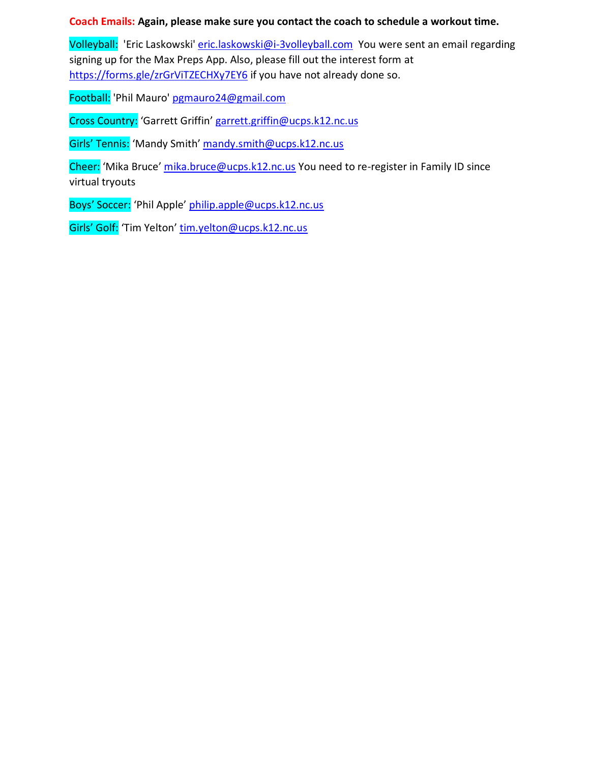**Coach Emails: Again, please make sure you contact the coach to schedule a workout time.**

Volleyball: 'Eric Laskowski' eric.laskowski@i-3volleyball.com You were sent an email regarding signing up for the Max Preps App. Also, please fill out the interest form at https://forms.gle/zrGrViTZECHXy7EY6 if you have not already done so.

Football: 'Phil Mauro' pgmauro24@gmail.com

Cross Country: 'Garrett Griffin' garrett.griffin@ucps.k12.nc.us

Girls' Tennis: 'Mandy Smith' mandy.smith@ucps.k12.nc.us

Cheer: 'Mika Bruce' mika.bruce@ucps.k12.nc.us You need to re-register in Family ID since virtual tryouts

Boys' Soccer: 'Phil Apple' philip.apple@ucps.k12.nc.us

Girls' Golf: 'Tim Yelton' tim.yelton@ucps.k12.nc.us